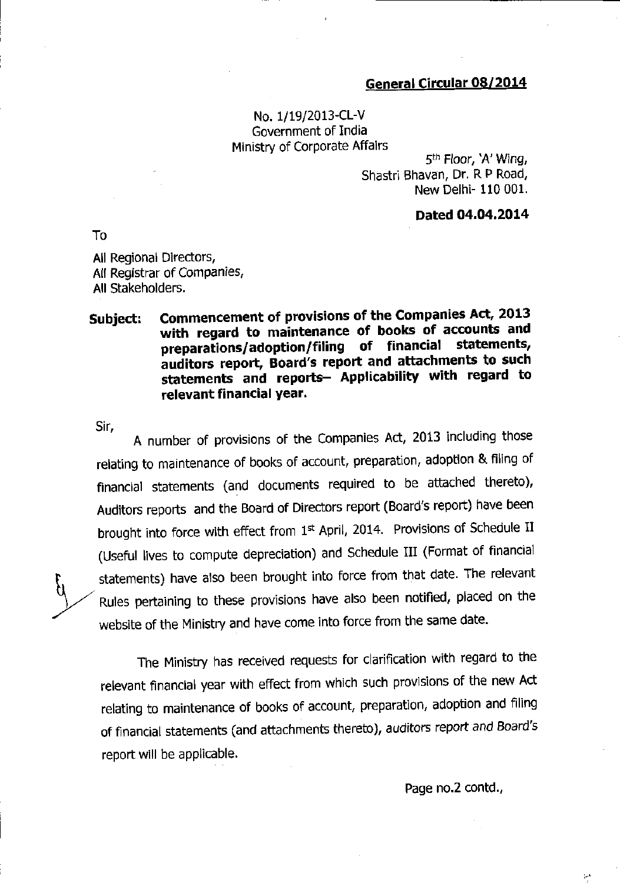**General Circular 08/2014**

No. 1/19/2013-CL-V
Government of India
Ministry of Corporate Affairs

5th Floor, 'A' Wing,
Shastri Bhavan, Dr. R P Road,
New Delhi- 110 001.

**Dated 04.04.2014**

To

All Regional Directors,
All Registrar of Companies,
All Stakeholders.

**Subject: Commencement of provisions of the Companies Act, 2013 with regard to maintenance of books of accounts and preparations/adoption/filing of financial statements, auditors report, Board's report and attachments to such statements and reports– Applicability with regard to relevant financial year.**

Sir,

A number of provisions of the Companies Act, 2013 including those relating to maintenance of books of account, preparation, adoption & filing of financial statements (and documents required to be attached thereto), Auditors reports and the Board of Directors report (Board's report) have been brought into force with effect from 1st April, 2014. Provisions of Schedule II (Useful lives to compute depreciation) and Schedule III (Format of financial statements) have also been brought into force from that date. The relevant Rules pertaining to these provisions have also been notified, placed on the website of the Ministry and have come into force from the same date.

The Ministry has received requests for clarification with regard to the relevant financial year with effect from which such provisions of the new Act relating to maintenance of books of account, preparation, adoption and filing of financial statements (and attachments thereto), auditors report and Board's report will be applicable.

Page no.2 contd.,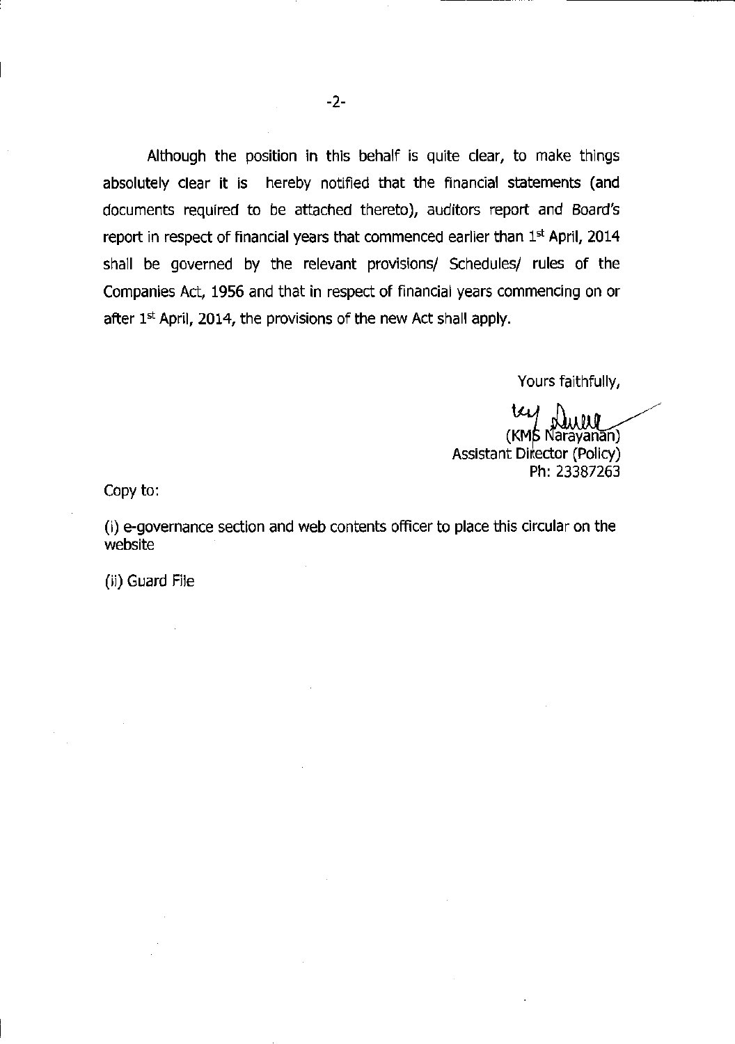Although the position in this behalf is quite clear, to make things absolutely clear it is hereby notified that the financial statements (and documents required to be attached thereto), auditors report and Board's report in respect of financial years that commenced earlier than 1st April, 2014 shall be governed by the relevant provisions/ Schedules/ rules of the Companies Act, 1956 and that in respect of financial years commencing on or after 1st April, 2014, the provisions of the new Act shall apply.

Yours faithfully,

(KMS Narayanan)
Assistant Director (Policy)
Ph: 23387263

Copy to:

(i) e-governance section and web contents officer to place this circular on the website

(ii) Guard File